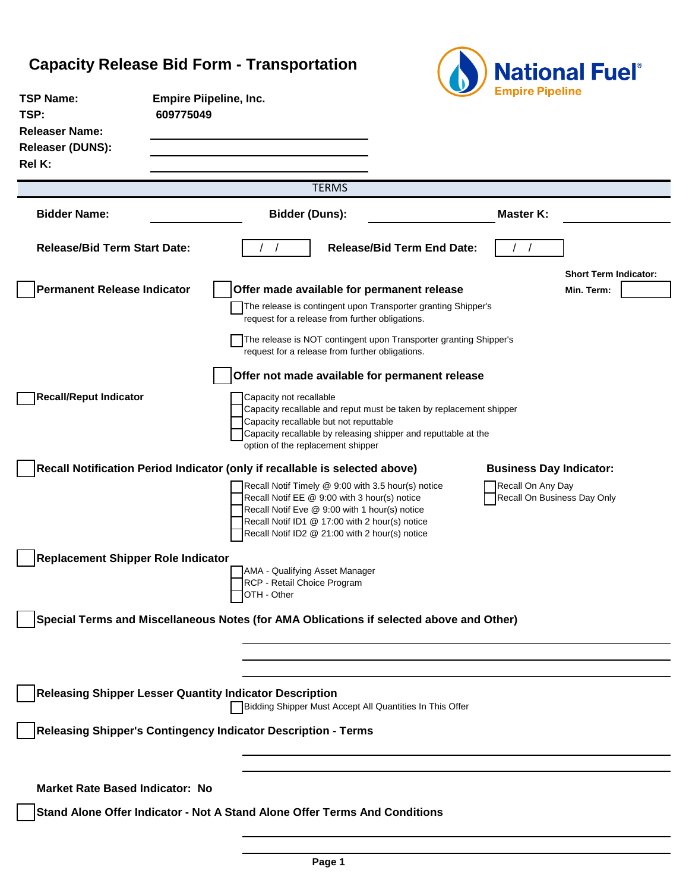# Capacity Release Bid Form - Transportation

**National Fuel**
**Empire Pipeline**

**TSP Name:** Empire Piipeline, Inc.
**TSP:** 609775049
**Releaser Name:** ____________________
**Releaser (DUNS):** ____________________
**Rel K:** ____________________

## TERMS

**Bidder Name:** ____________ **Bidder (Duns):** ____________ **Master K:** ____________

**Release/Bid Term Start Date:** / / **Release/Bid Term End Date:** / /

**Short Term Indicator:**
**Min. Term:**

☐ **Permanent Release Indicator**

☐ **Offer made available for permanent release**

☐ The release is contingent upon Transporter granting Shipper's request for a release from further obligations.

☐ The release is NOT contingent upon Transporter granting Shipper's request for a release from further obligations.

☐ **Offer not made available for permanent release**

☐ **Recall/Reput Indicator**

☐ Capacity not recallable
☐ Capacity recallable and reput must be taken by replacement shipper
☐ Capacity recallable but not reputtable
☐ Capacity recallable by releasing shipper and reputtable at the option of the replacement shipper

☐ **Recall Notification Period Indicator (only if recallable is selected above)**

☐ Recall Notif Timely @ 9:00 with 3.5 hour(s) notice
☐ Recall Notif EE @ 9:00 with 3 hour(s) notice
☐ Recall Notif Eve @ 9:00 with 1 hour(s) notice
☐ Recall Notif ID1 @ 17:00 with 2 hour(s) notice
☐ Recall Notif ID2 @ 21:00 with 2 hour(s) notice

**Business Day Indicator:**

☐ Recall On Any Day
☐ Recall On Business Day Only

☐ **Replacement Shipper Role Indicator**

☐ AMA - Qualifying Asset Manager
☐ RCP - Retail Choice Program
☐ OTH - Other

☐ **Special Terms and Miscellaneous Notes (for AMA Oblications if selected above and Other)**

____________________
____________________
____________________

☐ **Releasing Shipper Lesser Quantity Indicator Description**

☐ Bidding Shipper Must Accept All Quantities In This Offer

☐ **Releasing Shipper's Contingency Indicator Description - Terms**

____________________
____________________

**Market Rate Based Indicator: No**

☐ **Stand Alone Offer Indicator - Not A Stand Alone Offer Terms And Conditions**

____________________
____________________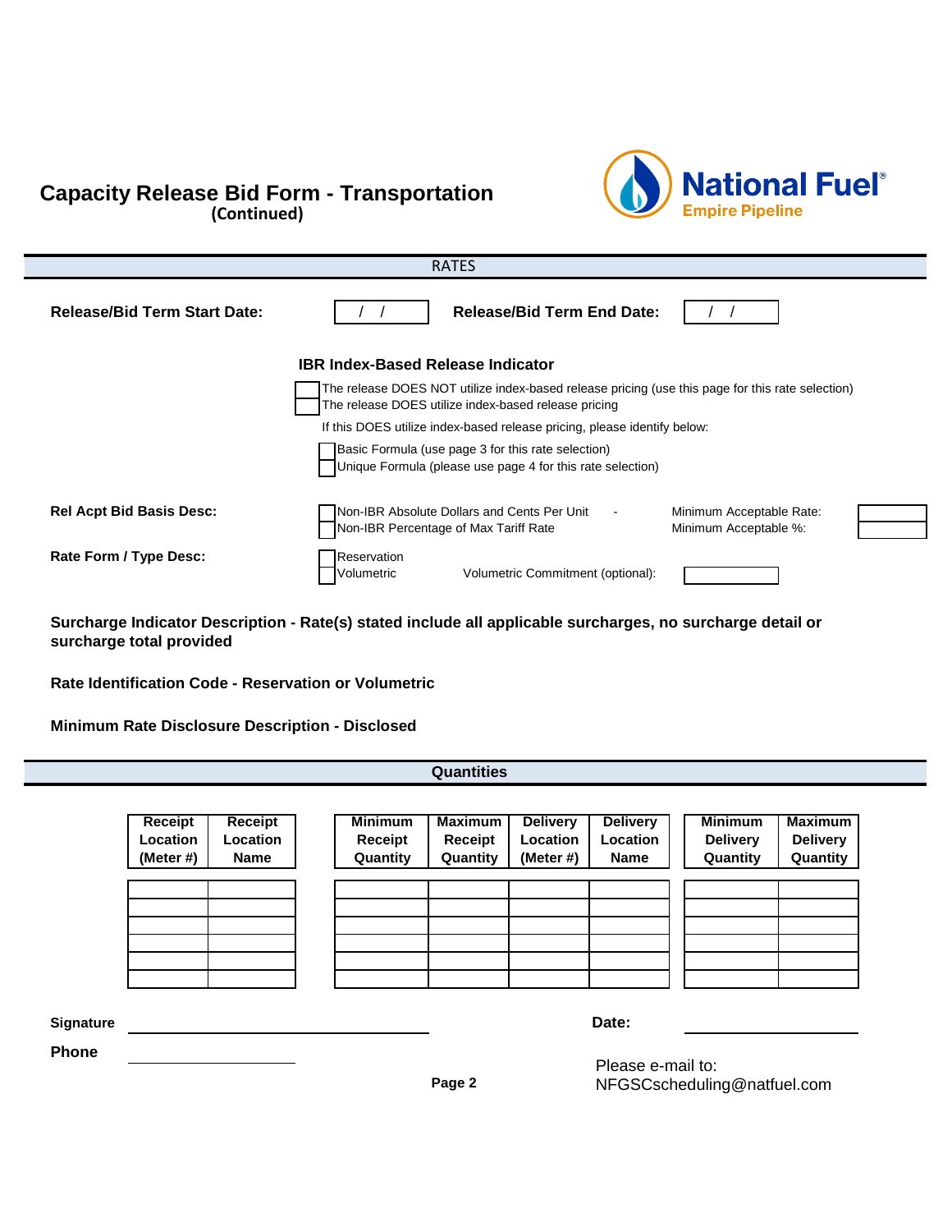# Capacity Release Bid Form - Transportation
**(Continued)**

National Fuel® Empire Pipeline

## RATES

**Release/Bid Term Start Date:** / / **Release/Bid Term End Date:** / /

**IBR Index-Based Release Indicator**

☐ The release DOES NOT utilize index-based release pricing (use this page for this rate selection)
☐ The release DOES utilize index-based release pricing

If this DOES utilize index-based release pricing, please identify below:

☐ Basic Formula (use page 3 for this rate selection)
☐ Unique Formula (please use page 4 for this rate selection)

**Rel Acpt Bid Basis Desc:**

☐ Non-IBR Absolute Dollars and Cents Per Unit - Minimum Acceptable Rate: ______
☐ Non-IBR Percentage of Max Tariff Rate Minimum Acceptable %: ______

**Rate Form / Type Desc:**

☐ Reservation
☐ Volumetric Volumetric Commitment (optional): ______

**Surcharge Indicator Description - Rate(s) stated include all applicable surcharges, no surcharge detail or surcharge total provided**

**Rate Identification Code - Reservation or Volumetric**

**Minimum Rate Disclosure Description - Disclosed**

## Quantities

| Receipt Location (Meter #) | Receipt Location Name |
|---|---|
| | |
| | |
| | |
| | |
| | |
| | |

| Minimum Receipt Quantity | Maximum Receipt Quantity | Delivery Location (Meter #) | Delivery Location Name |
|---|---|---|---|
| | | | |
| | | | |
| | | | |
| | | | |
| | | | |
| | | | |

| Minimum Delivery Quantity | Maximum Delivery Quantity |
|---|---|
| | |
| | |
| | |
| | |
| | |
| | |

**Signature** ______________________ **Date:** ______________

**Phone** ______________

Please e-mail to:
NFGSCscheduling@natfuel.com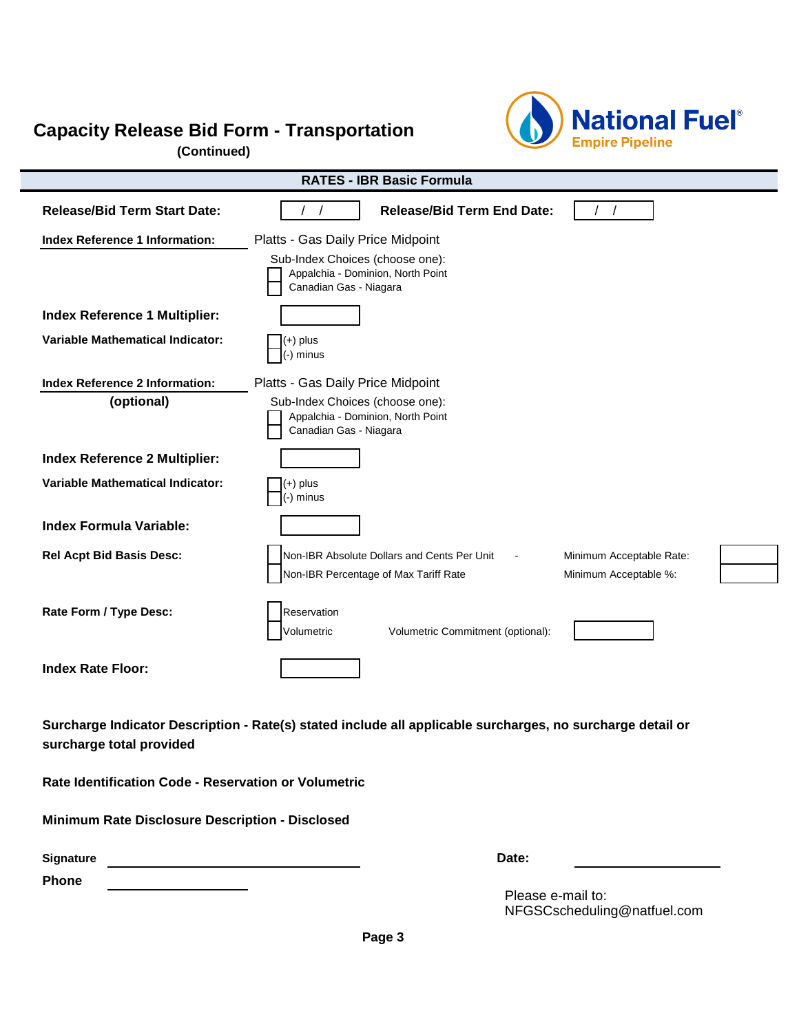# Capacity Release Bid Form - Transportation

**(Continued)**

National Fuel®
Empire Pipeline

## RATES - IBR Basic Formula

**Release/Bid Term Start Date:** ___ / ___ / ___ **Release/Bid Term End Date:** ___ / ___ / ___

**Index Reference 1 Information:** Platts - Gas Daily Price Midpoint

Sub-Index Choices (choose one):

- [ ] Appalchia - Dominion, North Point
- [ ] Canadian Gas - Niagara

**Index Reference 1 Multiplier:** ______

**Variable Mathematical Indicator:**

- [ ] (+) plus
- [ ] (-) minus

**Index Reference 2 Information:** **(optional)** Platts - Gas Daily Price Midpoint

Sub-Index Choices (choose one):

- [ ] Appalchia - Dominion, North Point
- [ ] Canadian Gas - Niagara

**Index Reference 2 Multiplier:** ______

**Variable Mathematical Indicator:**

- [ ] (+) plus
- [ ] (-) minus

**Index Formula Variable:** ______

**Rel Acpt Bid Basis Desc:**

- [ ] Non-IBR Absolute Dollars and Cents Per Unit - Minimum Acceptable Rate: ______
- [ ] Non-IBR Percentage of Max Tariff Rate Minimum Acceptable %: ______

**Rate Form / Type Desc:**

- [ ] Reservation
- [ ] Volumetric Volumetric Commitment (optional): ______

**Index Rate Floor:** ______

**Surcharge Indicator Description - Rate(s) stated include all applicable surcharges, no surcharge detail or surcharge total provided**

**Rate Identification Code - Reservation or Volumetric**

**Minimum Rate Disclosure Description - Disclosed**

**Signature** ______________________ **Date:** ______________

**Phone** ______________

Please e-mail to:
NFGSCscheduling@natfuel.com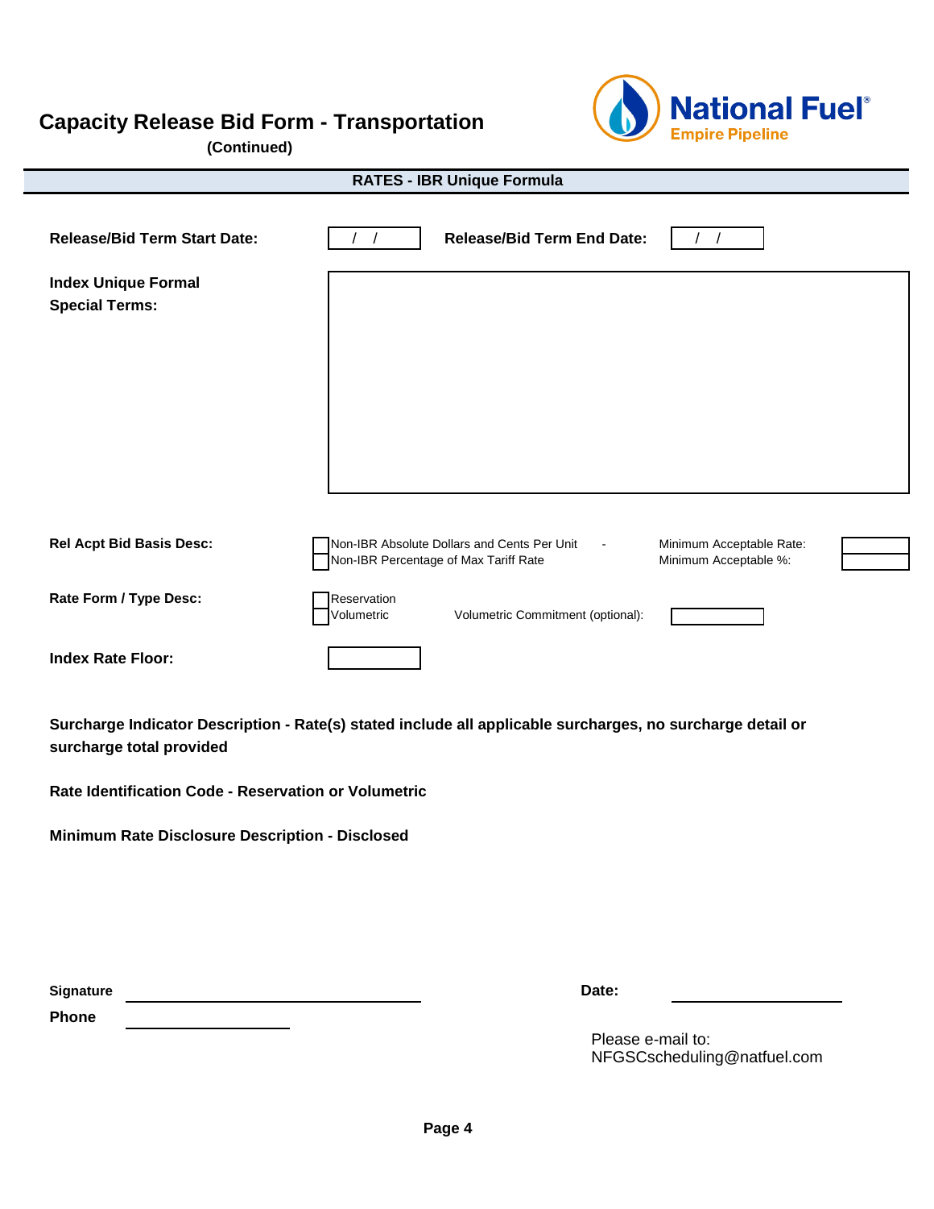# Capacity Release Bid Form - Transportation

**(Continued)**

National Fuel® Empire Pipeline

## RATES - IBR Unique Formula

**Release/Bid Term Start Date:** / / **Release/Bid Term End Date:** / /

**Index Unique Formal Special Terms:**

**Rel Acpt Bid Basis Desc:**

- ☐ Non-IBR Absolute Dollars and Cents Per Unit - Minimum Acceptable Rate: ________
- ☐ Non-IBR Percentage of Max Tariff Rate — Minimum Acceptable %: ________

**Rate Form / Type Desc:**

- ☐ Reservation
- ☐ Volumetric — Volumetric Commitment (optional): ________

**Index Rate Floor:** ________

**Surcharge Indicator Description - Rate(s) stated include all applicable surcharges, no surcharge detail or surcharge total provided**

**Rate Identification Code - Reservation or Volumetric**

**Minimum Rate Disclosure Description - Disclosed**

**Signature** ____________________ **Date:** ____________________

**Phone** ____________________

Please e-mail to:
NFGSCscheduling@natfuel.com